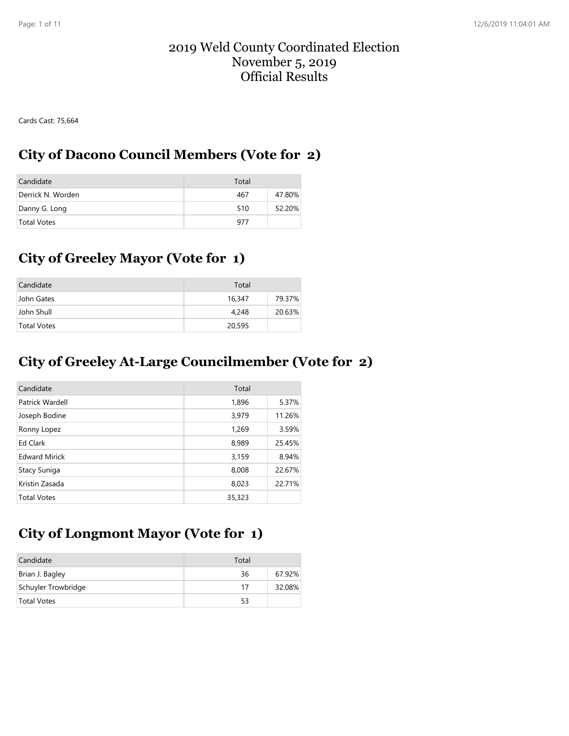# 2019 Weld County Coordinated Election
# November 5, 2019
# Official Results

Cards Cast: 75,664

## City of Dacono Council Members (Vote for 2)

| Candidate | Total | |
|---|---|---|
| Derrick N. Worden | 467 | 47.80% |
| Danny G. Long | 510 | 52.20% |
| Total Votes | 977 | |

## City of Greeley Mayor (Vote for 1)

| Candidate | Total | |
|---|---|---|
| John Gates | 16,347 | 79.37% |
| John Shull | 4,248 | 20.63% |
| Total Votes | 20,595 | |

## City of Greeley At-Large Councilmember (Vote for 2)

| Candidate | Total | |
|---|---|---|
| Patrick Wardell | 1,896 | 5.37% |
| Joseph Bodine | 3,979 | 11.26% |
| Ronny Lopez | 1,269 | 3.59% |
| Ed Clark | 8,989 | 25.45% |
| Edward Mirick | 3,159 | 8.94% |
| Stacy Suniga | 8,008 | 22.67% |
| Kristin Zasada | 8,023 | 22.71% |
| Total Votes | 35,323 | |

## City of Longmont Mayor (Vote for 1)

| Candidate | Total | |
|---|---|---|
| Brian J. Bagley | 36 | 67.92% |
| Schuyler Trowbridge | 17 | 32.08% |
| Total Votes | 53 | |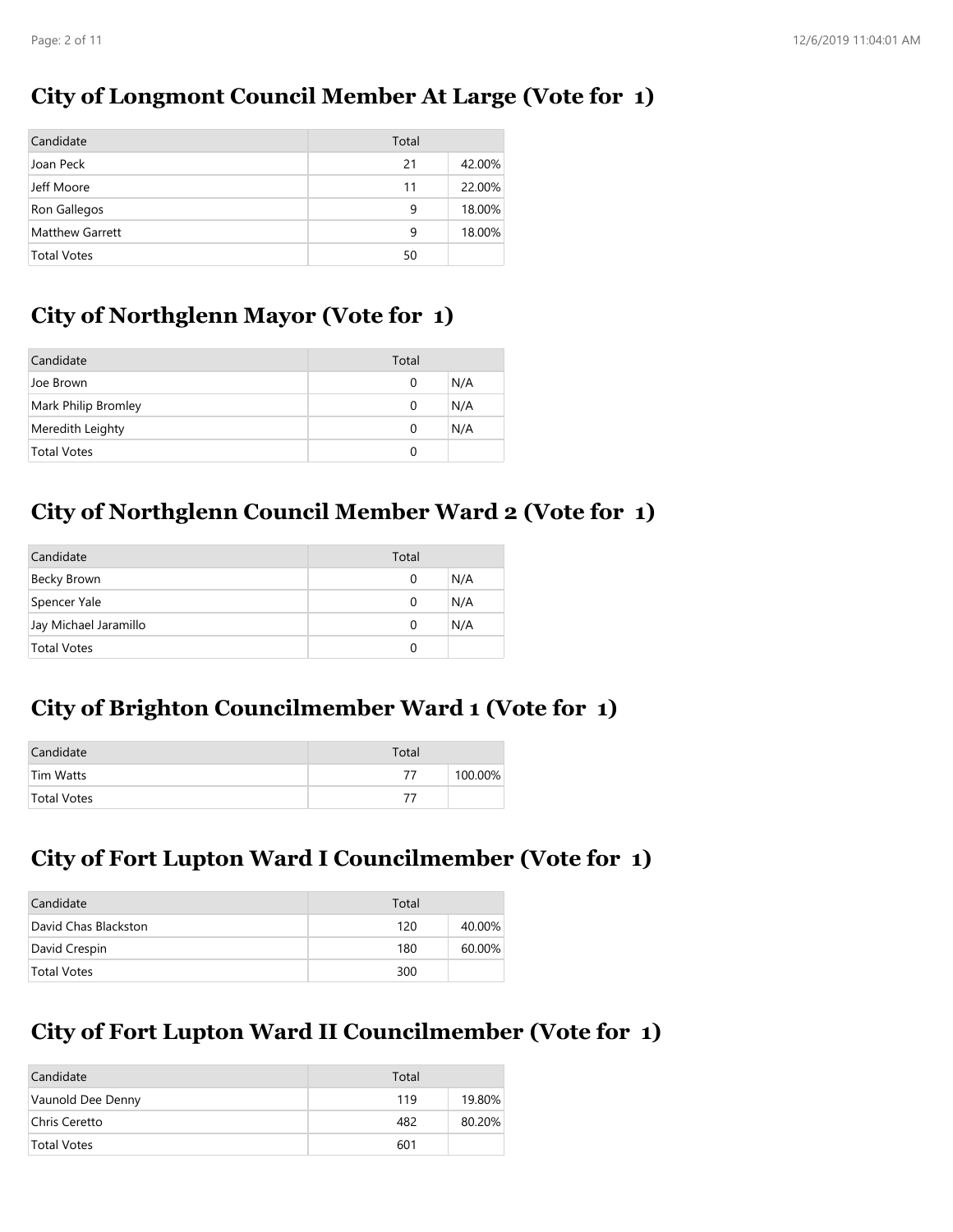## City of Longmont Council Member At Large (Vote for 1)

| Candidate | Total | |
|---|---|---|
| Joan Peck | 21 | 42.00% |
| Jeff Moore | 11 | 22.00% |
| Ron Gallegos | 9 | 18.00% |
| Matthew Garrett | 9 | 18.00% |
| Total Votes | 50 | |

## City of Northglenn Mayor (Vote for 1)

| Candidate | Total | |
|---|---|---|
| Joe Brown | 0 | N/A |
| Mark Philip Bromley | 0 | N/A |
| Meredith Leighty | 0 | N/A |
| Total Votes | 0 | |

## City of Northglenn Council Member Ward 2 (Vote for 1)

| Candidate | Total | |
|---|---|---|
| Becky Brown | 0 | N/A |
| Spencer Yale | 0 | N/A |
| Jay Michael Jaramillo | 0 | N/A |
| Total Votes | 0 | |

## City of Brighton Councilmember Ward 1 (Vote for 1)

| Candidate | Total | |
|---|---|---|
| Tim Watts | 77 | 100.00% |
| Total Votes | 77 | |

## City of Fort Lupton Ward I Councilmember (Vote for 1)

| Candidate | Total | |
|---|---|---|
| David Chas Blackston | 120 | 40.00% |
| David Crespin | 180 | 60.00% |
| Total Votes | 300 | |

## City of Fort Lupton Ward II Councilmember (Vote for 1)

| Candidate | Total | |
|---|---|---|
| Vaunold Dee Denny | 119 | 19.80% |
| Chris Ceretto | 482 | 80.20% |
| Total Votes | 601 | |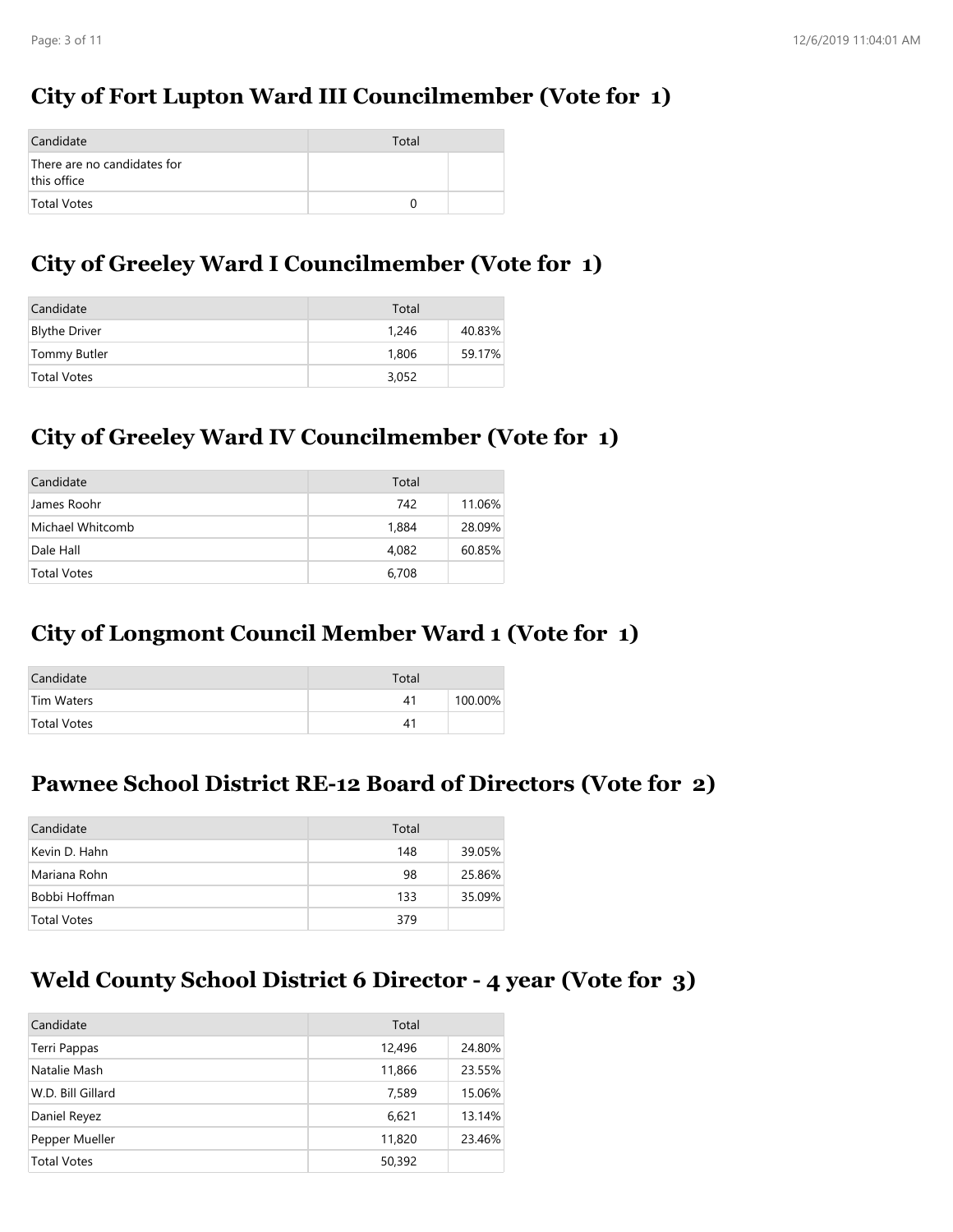## City of Fort Lupton Ward III Councilmember (Vote for 1)

| Candidate | Total | |
|---|---|---|
| There are no candidates for this office | | |
| Total Votes | 0 | |

## City of Greeley Ward I Councilmember (Vote for 1)

| Candidate | Total | |
|---|---|---|
| Blythe Driver | 1,246 | 40.83% |
| Tommy Butler | 1,806 | 59.17% |
| Total Votes | 3,052 | |

## City of Greeley Ward IV Councilmember (Vote for 1)

| Candidate | Total | |
|---|---|---|
| James Roohr | 742 | 11.06% |
| Michael Whitcomb | 1,884 | 28.09% |
| Dale Hall | 4,082 | 60.85% |
| Total Votes | 6,708 | |

## City of Longmont Council Member Ward 1 (Vote for 1)

| Candidate | Total | |
|---|---|---|
| Tim Waters | 41 | 100.00% |
| Total Votes | 41 | |

## Pawnee School District RE-12 Board of Directors (Vote for 2)

| Candidate | Total | |
|---|---|---|
| Kevin D. Hahn | 148 | 39.05% |
| Mariana Rohn | 98 | 25.86% |
| Bobbi Hoffman | 133 | 35.09% |
| Total Votes | 379 | |

## Weld County School District 6 Director - 4 year (Vote for 3)

| Candidate | Total | |
|---|---|---|
| Terri Pappas | 12,496 | 24.80% |
| Natalie Mash | 11,866 | 23.55% |
| W.D. Bill Gillard | 7,589 | 15.06% |
| Daniel Reyez | 6,621 | 13.14% |
| Pepper Mueller | 11,820 | 23.46% |
| Total Votes | 50,392 | |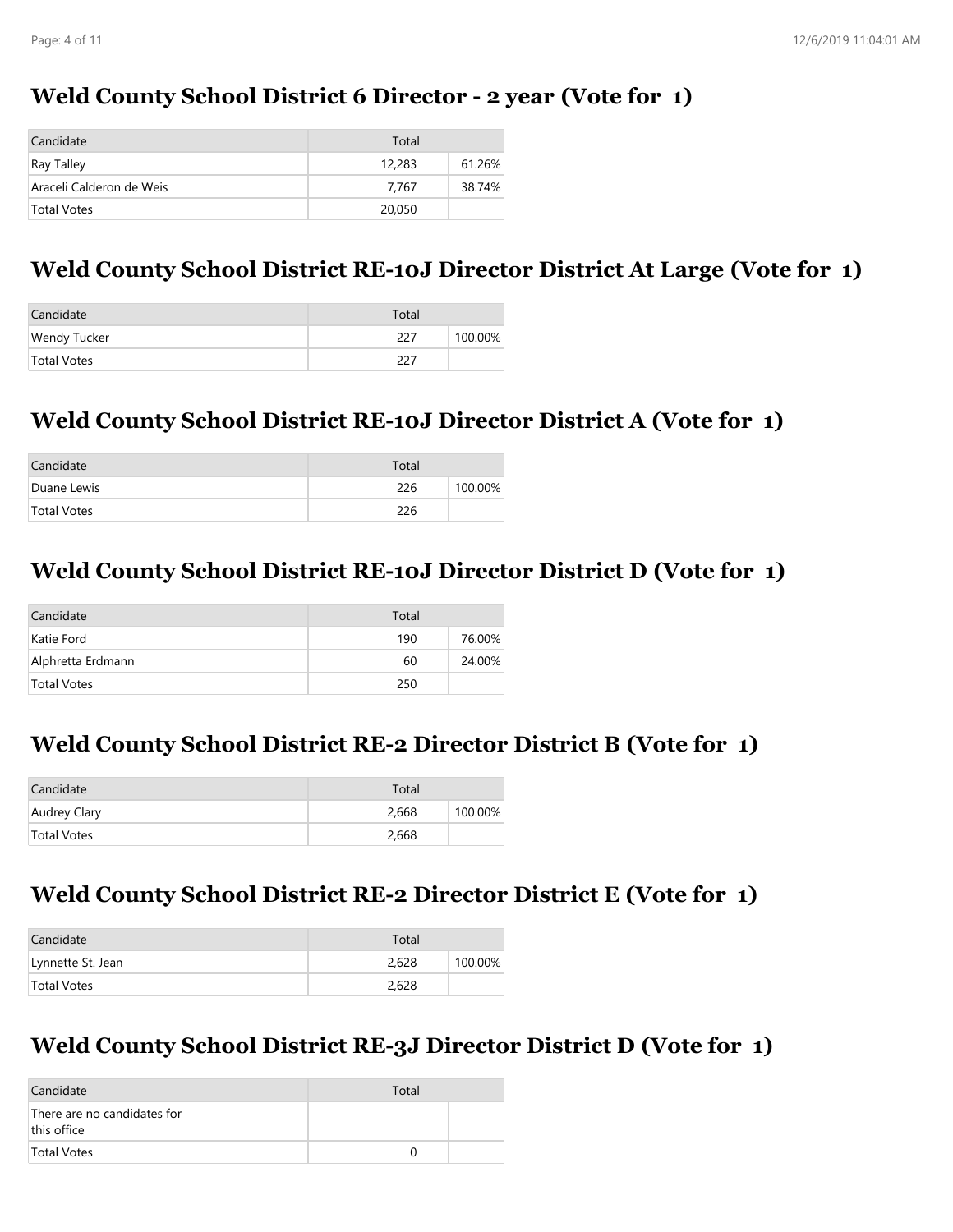## Weld County School District 6 Director - 2 year (Vote for 1)

| Candidate | Total | |
|---|---|---|
| Ray Talley | 12,283 | 61.26% |
| Araceli Calderon de Weis | 7,767 | 38.74% |
| Total Votes | 20,050 | |

## Weld County School District RE-10J Director District At Large (Vote for 1)

| Candidate | Total | |
|---|---|---|
| Wendy Tucker | 227 | 100.00% |
| Total Votes | 227 | |

## Weld County School District RE-10J Director District A (Vote for 1)

| Candidate | Total | |
|---|---|---|
| Duane Lewis | 226 | 100.00% |
| Total Votes | 226 | |

## Weld County School District RE-10J Director District D (Vote for 1)

| Candidate | Total | |
|---|---|---|
| Katie Ford | 190 | 76.00% |
| Alphretta Erdmann | 60 | 24.00% |
| Total Votes | 250 | |

## Weld County School District RE-2 Director District B (Vote for 1)

| Candidate | Total | |
|---|---|---|
| Audrey Clary | 2,668 | 100.00% |
| Total Votes | 2,668 | |

## Weld County School District RE-2 Director District E (Vote for 1)

| Candidate | Total | |
|---|---|---|
| Lynnette St. Jean | 2,628 | 100.00% |
| Total Votes | 2,628 | |

## Weld County School District RE-3J Director District D (Vote for 1)

| Candidate | Total | |
|---|---|---|
| There are no candidates for this office | | |
| Total Votes | 0 | |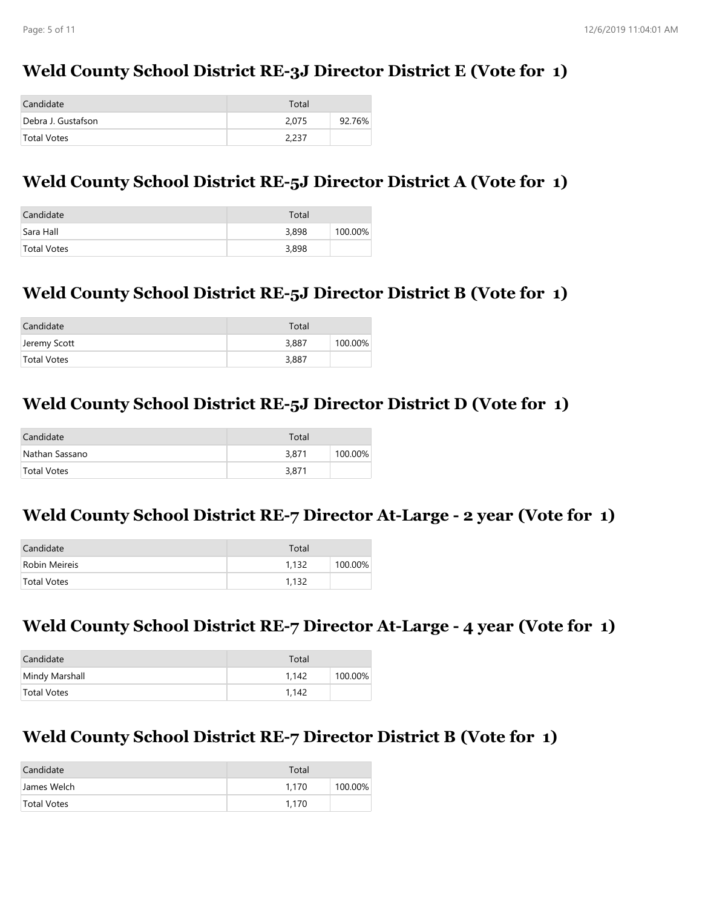## Weld County School District RE-3J Director District E (Vote for 1)

| Candidate | Total | |
|---|---|---|
| Debra J. Gustafson | 2,075 | 92.76% |
| Total Votes | 2,237 | |

## Weld County School District RE-5J Director District A (Vote for 1)

| Candidate | Total | |
|---|---|---|
| Sara Hall | 3,898 | 100.00% |
| Total Votes | 3,898 | |

## Weld County School District RE-5J Director District B (Vote for 1)

| Candidate | Total | |
|---|---|---|
| Jeremy Scott | 3,887 | 100.00% |
| Total Votes | 3,887 | |

## Weld County School District RE-5J Director District D (Vote for 1)

| Candidate | Total | |
|---|---|---|
| Nathan Sassano | 3,871 | 100.00% |
| Total Votes | 3,871 | |

## Weld County School District RE-7 Director At-Large - 2 year (Vote for 1)

| Candidate | Total | |
|---|---|---|
| Robin Meireis | 1,132 | 100.00% |
| Total Votes | 1,132 | |

## Weld County School District RE-7 Director At-Large - 4 year (Vote for 1)

| Candidate | Total | |
|---|---|---|
| Mindy Marshall | 1,142 | 100.00% |
| Total Votes | 1,142 | |

## Weld County School District RE-7 Director District B (Vote for 1)

| Candidate | Total | |
|---|---|---|
| James Welch | 1,170 | 100.00% |
| Total Votes | 1,170 | |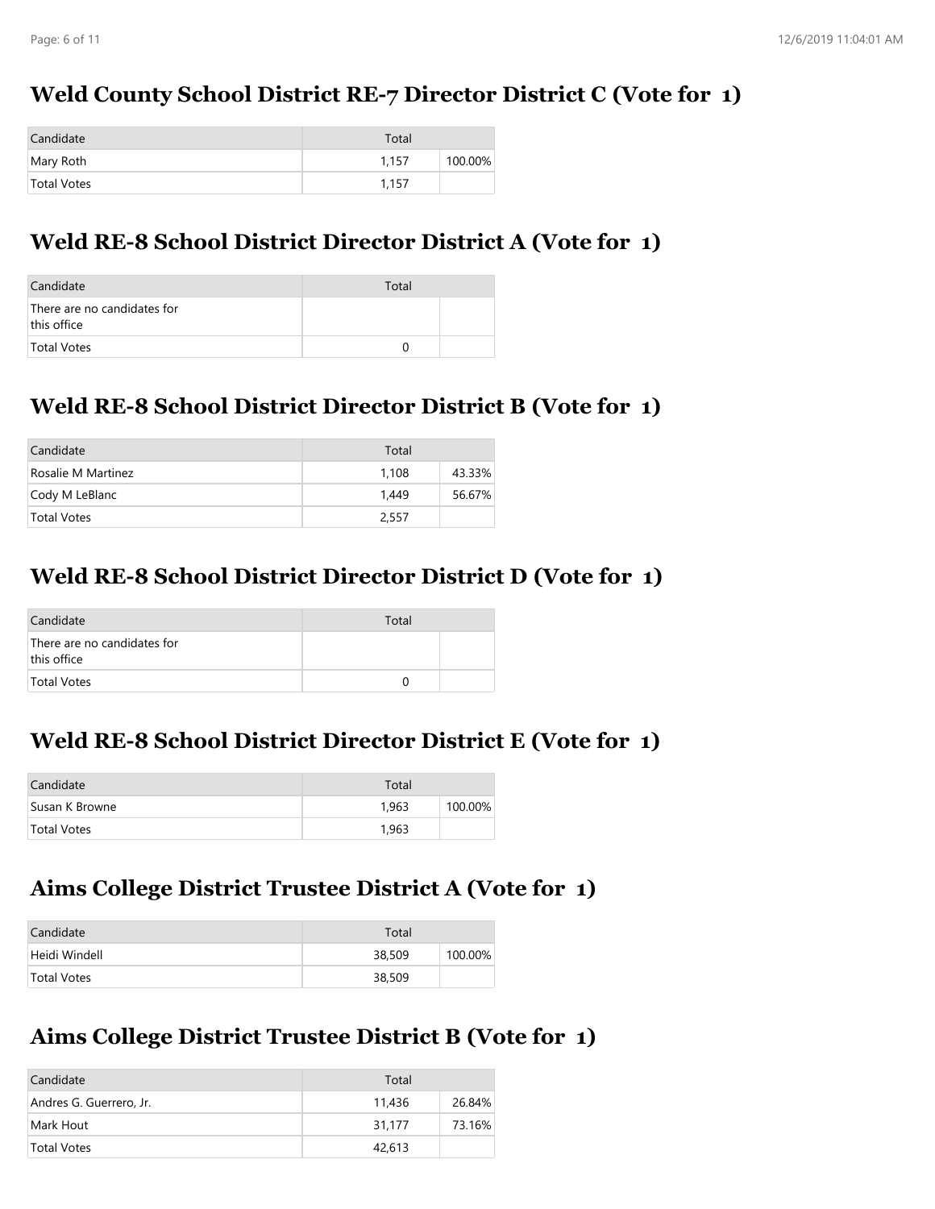## Weld County School District RE-7 Director District C (Vote for 1)

| Candidate | Total | |
|---|---|---|
| Mary Roth | 1,157 | 100.00% |
| Total Votes | 1,157 | |

## Weld RE-8 School District Director District A (Vote for 1)

| Candidate | Total | |
|---|---|---|
| There are no candidates for this office | | |
| Total Votes | 0 | |

## Weld RE-8 School District Director District B (Vote for 1)

| Candidate | Total | |
|---|---|---|
| Rosalie M Martinez | 1,108 | 43.33% |
| Cody M LeBlanc | 1,449 | 56.67% |
| Total Votes | 2,557 | |

## Weld RE-8 School District Director District D (Vote for 1)

| Candidate | Total | |
|---|---|---|
| There are no candidates for this office | | |
| Total Votes | 0 | |

## Weld RE-8 School District Director District E (Vote for 1)

| Candidate | Total | |
|---|---|---|
| Susan K Browne | 1,963 | 100.00% |
| Total Votes | 1,963 | |

## Aims College District Trustee District A (Vote for 1)

| Candidate | Total | |
|---|---|---|
| Heidi Windell | 38,509 | 100.00% |
| Total Votes | 38,509 | |

## Aims College District Trustee District B (Vote for 1)

| Candidate | Total | |
|---|---|---|
| Andres G. Guerrero, Jr. | 11,436 | 26.84% |
| Mark Hout | 31,177 | 73.16% |
| Total Votes | 42,613 | |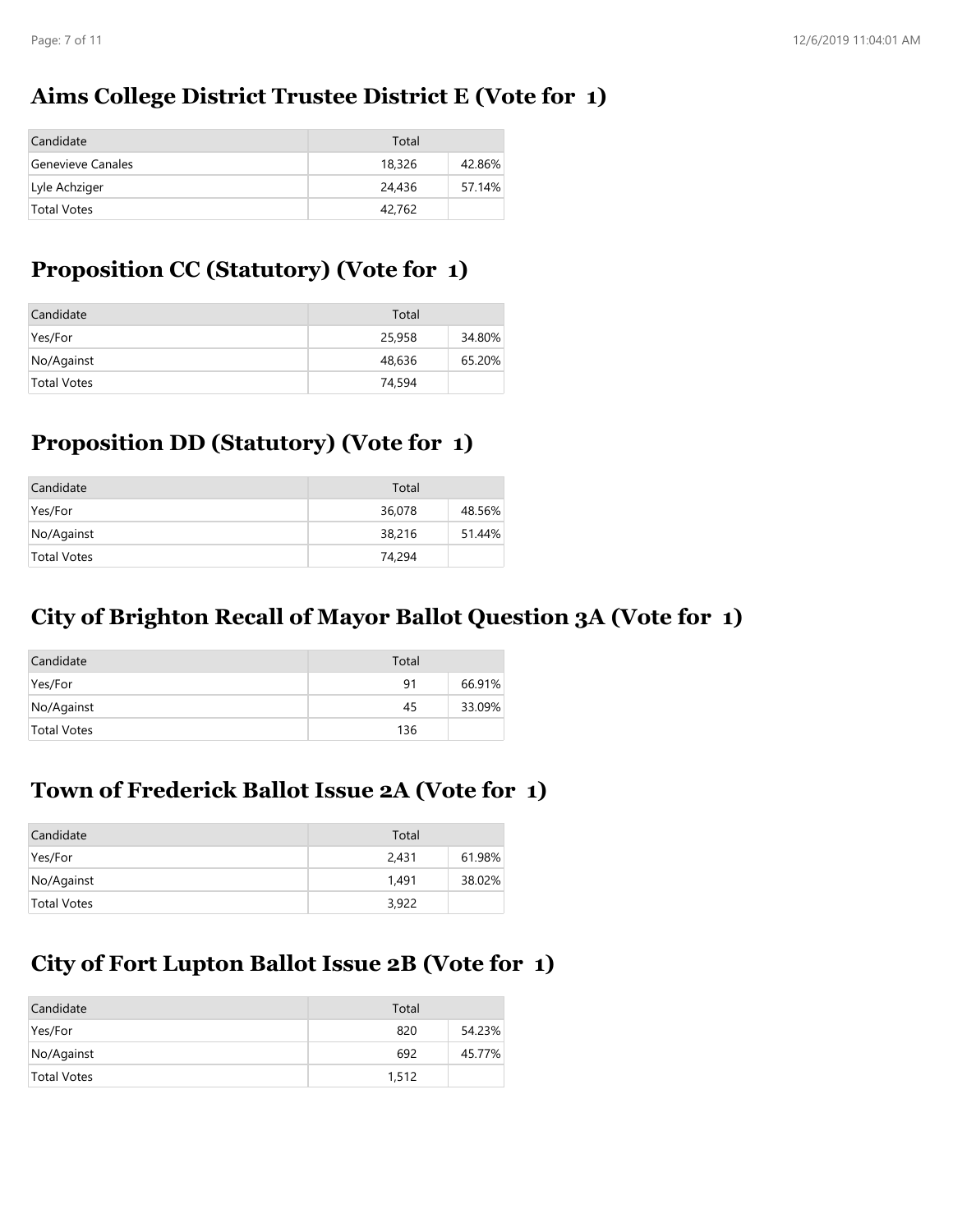## Aims College District Trustee District E (Vote for 1)

| Candidate | Total | |
|---|---|---|
| Genevieve Canales | 18,326 | 42.86% |
| Lyle Achziger | 24,436 | 57.14% |
| Total Votes | 42,762 | |

## Proposition CC (Statutory) (Vote for 1)

| Candidate | Total | |
|---|---|---|
| Yes/For | 25,958 | 34.80% |
| No/Against | 48,636 | 65.20% |
| Total Votes | 74,594 | |

## Proposition DD (Statutory) (Vote for 1)

| Candidate | Total | |
|---|---|---|
| Yes/For | 36,078 | 48.56% |
| No/Against | 38,216 | 51.44% |
| Total Votes | 74,294 | |

## City of Brighton Recall of Mayor Ballot Question 3A (Vote for 1)

| Candidate | Total | |
|---|---|---|
| Yes/For | 91 | 66.91% |
| No/Against | 45 | 33.09% |
| Total Votes | 136 | |

## Town of Frederick Ballot Issue 2A (Vote for 1)

| Candidate | Total | |
|---|---|---|
| Yes/For | 2,431 | 61.98% |
| No/Against | 1,491 | 38.02% |
| Total Votes | 3,922 | |

## City of Fort Lupton Ballot Issue 2B (Vote for 1)

| Candidate | Total | |
|---|---|---|
| Yes/For | 820 | 54.23% |
| No/Against | 692 | 45.77% |
| Total Votes | 1,512 | |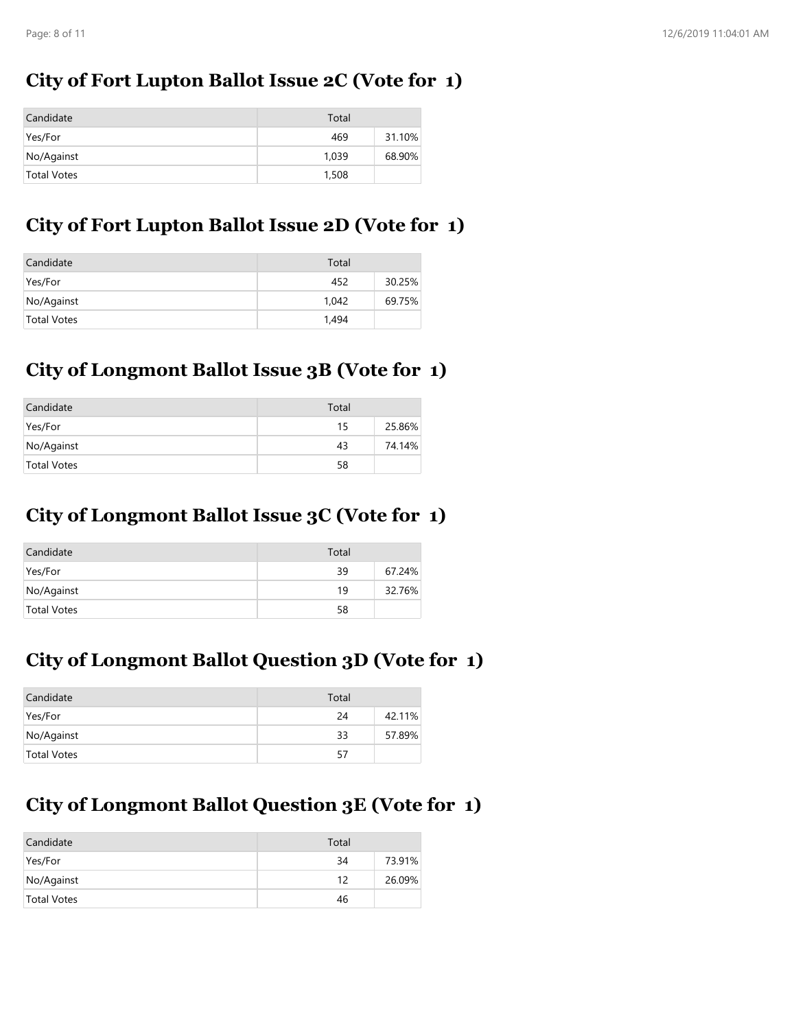## City of Fort Lupton Ballot Issue 2C (Vote for 1)

| Candidate | Total | |
|---|---|---|
| Yes/For | 469 | 31.10% |
| No/Against | 1,039 | 68.90% |
| Total Votes | 1,508 | |

## City of Fort Lupton Ballot Issue 2D (Vote for 1)

| Candidate | Total | |
|---|---|---|
| Yes/For | 452 | 30.25% |
| No/Against | 1,042 | 69.75% |
| Total Votes | 1,494 | |

## City of Longmont Ballot Issue 3B (Vote for 1)

| Candidate | Total | |
|---|---|---|
| Yes/For | 15 | 25.86% |
| No/Against | 43 | 74.14% |
| Total Votes | 58 | |

## City of Longmont Ballot Issue 3C (Vote for 1)

| Candidate | Total | |
|---|---|---|
| Yes/For | 39 | 67.24% |
| No/Against | 19 | 32.76% |
| Total Votes | 58 | |

## City of Longmont Ballot Question 3D (Vote for 1)

| Candidate | Total | |
|---|---|---|
| Yes/For | 24 | 42.11% |
| No/Against | 33 | 57.89% |
| Total Votes | 57 | |

## City of Longmont Ballot Question 3E (Vote for 1)

| Candidate | Total | |
|---|---|---|
| Yes/For | 34 | 73.91% |
| No/Against | 12 | 26.09% |
| Total Votes | 46 | |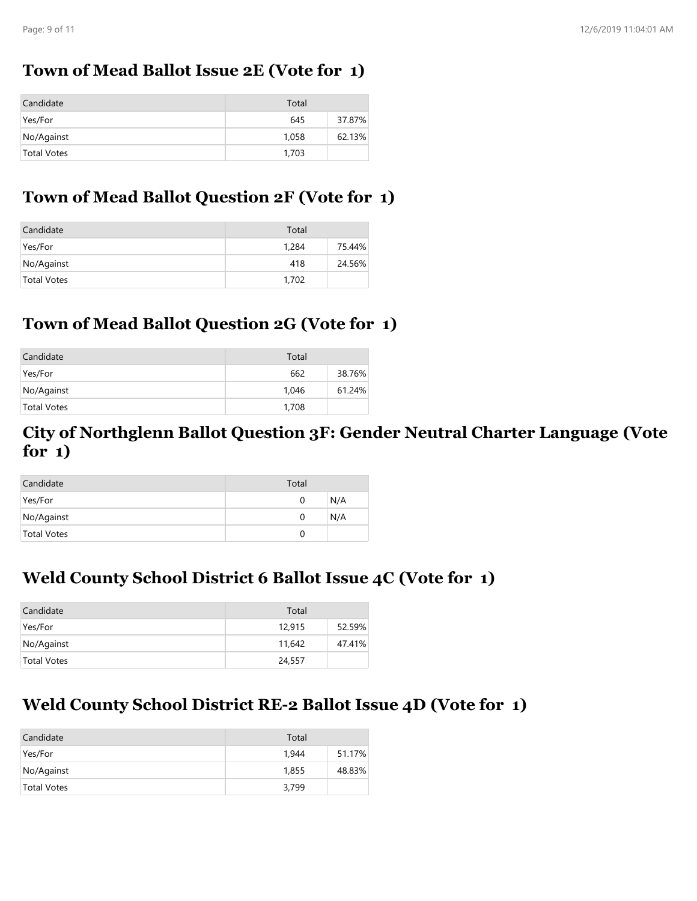## Town of Mead Ballot Issue 2E (Vote for 1)

| Candidate | Total | |
|---|---|---|
| Yes/For | 645 | 37.87% |
| No/Against | 1,058 | 62.13% |
| Total Votes | 1,703 | |

## Town of Mead Ballot Question 2F (Vote for 1)

| Candidate | Total | |
|---|---|---|
| Yes/For | 1,284 | 75.44% |
| No/Against | 418 | 24.56% |
| Total Votes | 1,702 | |

## Town of Mead Ballot Question 2G (Vote for 1)

| Candidate | Total | |
|---|---|---|
| Yes/For | 662 | 38.76% |
| No/Against | 1,046 | 61.24% |
| Total Votes | 1,708 | |

## City of Northglenn Ballot Question 3F: Gender Neutral Charter Language (Vote for 1)

| Candidate | Total | |
|---|---|---|
| Yes/For | 0 | N/A |
| No/Against | 0 | N/A |
| Total Votes | 0 | |

## Weld County School District 6 Ballot Issue 4C (Vote for 1)

| Candidate | Total | |
|---|---|---|
| Yes/For | 12,915 | 52.59% |
| No/Against | 11,642 | 47.41% |
| Total Votes | 24,557 | |

## Weld County School District RE-2 Ballot Issue 4D (Vote for 1)

| Candidate | Total | |
|---|---|---|
| Yes/For | 1,944 | 51.17% |
| No/Against | 1,855 | 48.83% |
| Total Votes | 3,799 | |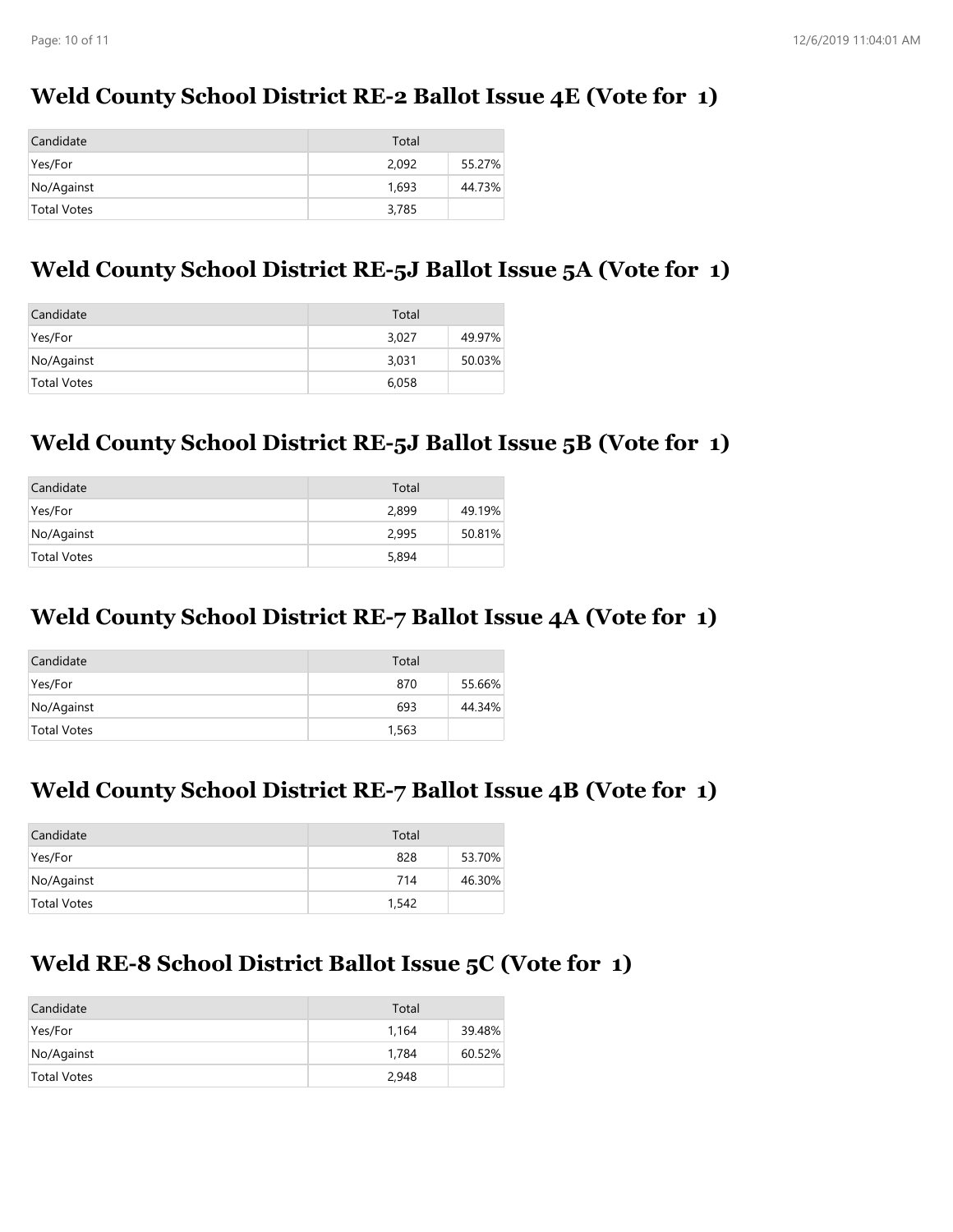## Weld County School District RE-2 Ballot Issue 4E (Vote for 1)

| Candidate | Total | |
|---|---|---|
| Yes/For | 2,092 | 55.27% |
| No/Against | 1,693 | 44.73% |
| Total Votes | 3,785 | |

## Weld County School District RE-5J Ballot Issue 5A (Vote for 1)

| Candidate | Total | |
|---|---|---|
| Yes/For | 3,027 | 49.97% |
| No/Against | 3,031 | 50.03% |
| Total Votes | 6,058 | |

## Weld County School District RE-5J Ballot Issue 5B (Vote for 1)

| Candidate | Total | |
|---|---|---|
| Yes/For | 2,899 | 49.19% |
| No/Against | 2,995 | 50.81% |
| Total Votes | 5,894 | |

## Weld County School District RE-7 Ballot Issue 4A (Vote for 1)

| Candidate | Total | |
|---|---|---|
| Yes/For | 870 | 55.66% |
| No/Against | 693 | 44.34% |
| Total Votes | 1,563 | |

## Weld County School District RE-7 Ballot Issue 4B (Vote for 1)

| Candidate | Total | |
|---|---|---|
| Yes/For | 828 | 53.70% |
| No/Against | 714 | 46.30% |
| Total Votes | 1,542 | |

## Weld RE-8 School District Ballot Issue 5C (Vote for 1)

| Candidate | Total | |
|---|---|---|
| Yes/For | 1,164 | 39.48% |
| No/Against | 1,784 | 60.52% |
| Total Votes | 2,948 | |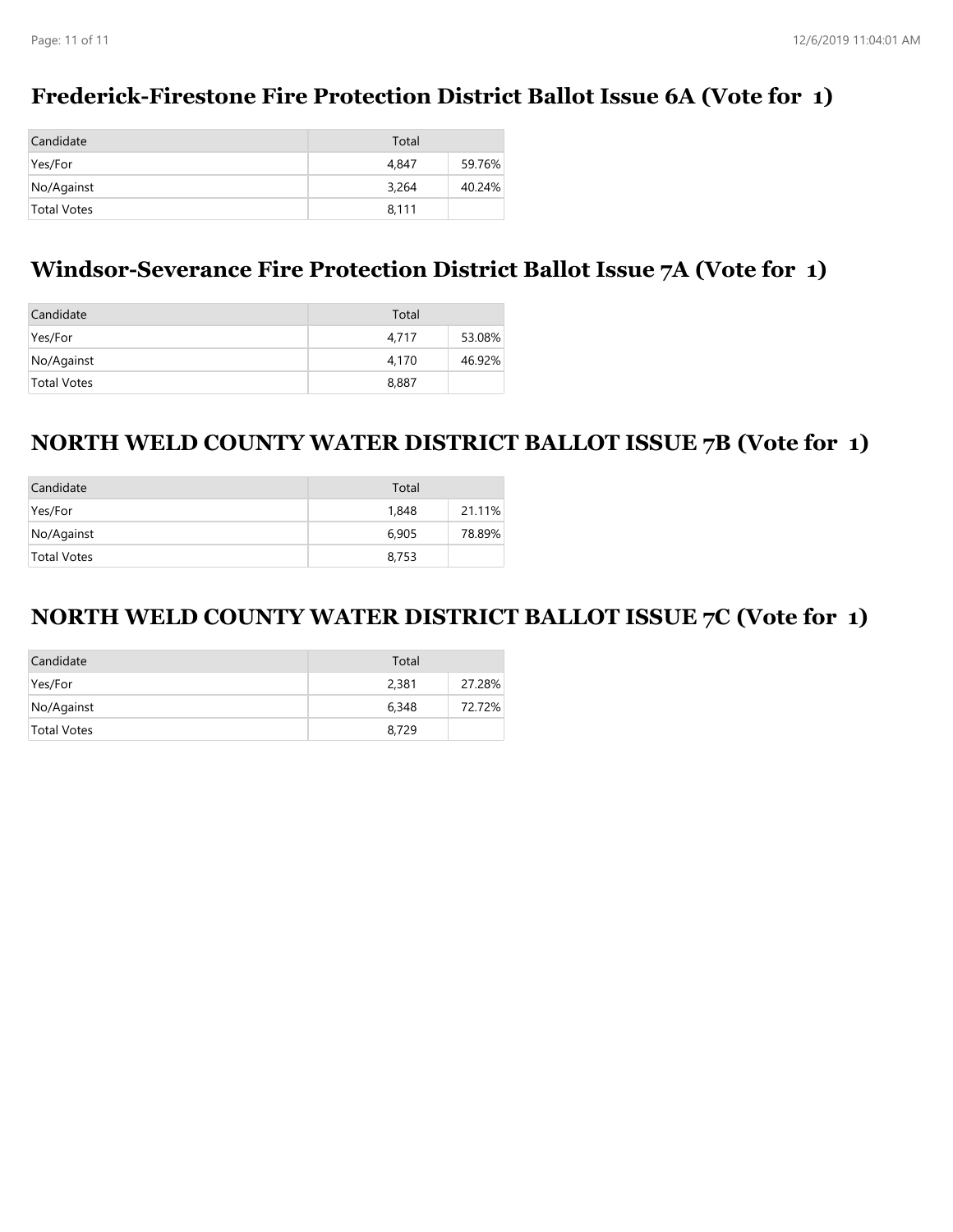## Frederick-Firestone Fire Protection District Ballot Issue 6A (Vote for 1)

| Candidate | Total | |
|---|---|---|
| Yes/For | 4,847 | 59.76% |
| No/Against | 3,264 | 40.24% |
| Total Votes | 8,111 | |

## Windsor-Severance Fire Protection District Ballot Issue 7A (Vote for 1)

| Candidate | Total | |
|---|---|---|
| Yes/For | 4,717 | 53.08% |
| No/Against | 4,170 | 46.92% |
| Total Votes | 8,887 | |

## NORTH WELD COUNTY WATER DISTRICT BALLOT ISSUE 7B (Vote for 1)

| Candidate | Total | |
|---|---|---|
| Yes/For | 1,848 | 21.11% |
| No/Against | 6,905 | 78.89% |
| Total Votes | 8,753 | |

## NORTH WELD COUNTY WATER DISTRICT BALLOT ISSUE 7C (Vote for 1)

| Candidate | Total | |
|---|---|---|
| Yes/For | 2,381 | 27.28% |
| No/Against | 6,348 | 72.72% |
| Total Votes | 8,729 | |